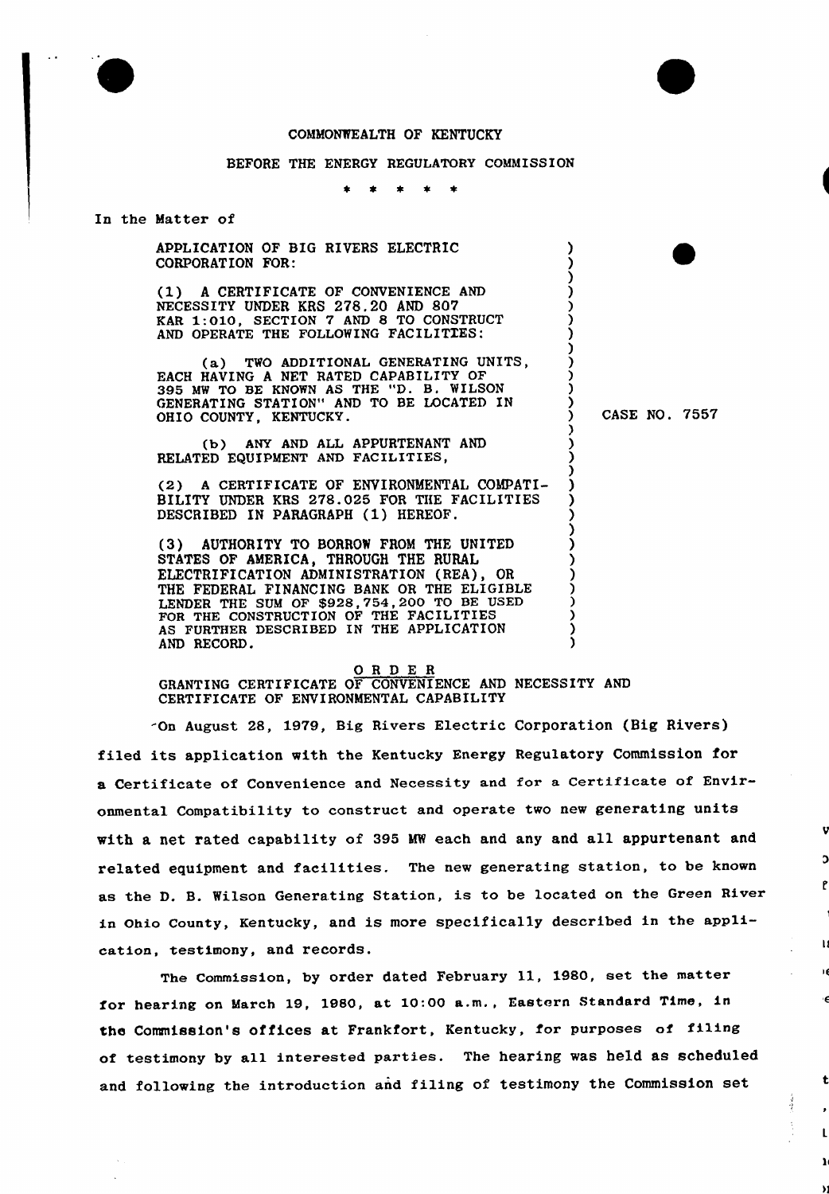COMMONWEALTH OF KENTUCKY

BEFORE THE ENERGY REGULATORY COMMISSION

\* \* \* \* \*

In the Matter of

APPLICATION OF BIG RIVERS ELECTRIC CORPORATION FOR:

(1) A CERTIFICATE OF CONVENIENCE AND NECESSITY UNDER KRS 278.20 AND 807 KAR 1:010, SECTION 7 AND 8 TO CONSTRUCT AND OPERATE THE FOLLOWING FACILITIES:

(a) TWO ADDITIONAL GENERATING UNITS, EACH HAVING A NET RATED CAPABILITY OF 395 MW TO BE KNOWN AS THE "D. B. WILSON GENERATING STATION" AND TO BE LOCATED IN OHIO COUNTY, KENTUCKY.

(b) ANY AND ALL APPURTENANT AND RELATED EQUIPMENT AND FACILITIES,

(2) A CERTIFICATE OF ENVIRONMENTAL COMPATIBILITY UNDER KRS 278.025 FOR THE FACILITIES DESCRIBED IN PARAGRAPH (1) HEREOF.

(3) AUTHORITY TO BORROW FROM THE UNITED STATES OF AMERICA, THROUGH THE RURAL ELECTRIFICATION ADMINISTRATION (REA), OR THE FEDERAL FINANCING BANK OR THE ELIGIBLE LENDER THE SUM OF $928,754,200 TO BE USED FOR THE CONSTRUCTION OF THE FACILITIES AS FURTHER DESCRIBED IN THE APPLICATION AND RECORD.

CASE NO. 7557

O R D E R

GRANTING CERTIFICATE OF CONVENIENCE AND NECESSITY AND CERTIFICATE OF ENVIRONMENTAL CAPABILITY

On August 28, 1979, Big Rivers Electric Corporation (Big Rivers) filed its application with the Kentucky Energy Regulatory Commission for a Certificate of Convenience and Necessity and for a Certificate of Environmental Compatibility to construct and operate two new generating units with a net rated capability of 395 MW each and any and all appurtenant and related equipment and facilities. The new generating station, to be known as the D. B. Wilson Generating Station, is to be located on the Green River in Ohio County, Kentucky, and is more specifically described in the application, testimony, and records.

The Commission, by order dated February 11, 1980, set the matter for hearing on March 19, 1980, at 10:00 a.m., Eastern Standard Time, in the Commission's offices at Frankfort, Kentucky, for purposes of filing of testimony by all interested parties. The hearing was held as scheduled and following the introduction and filing of testimony the Commission set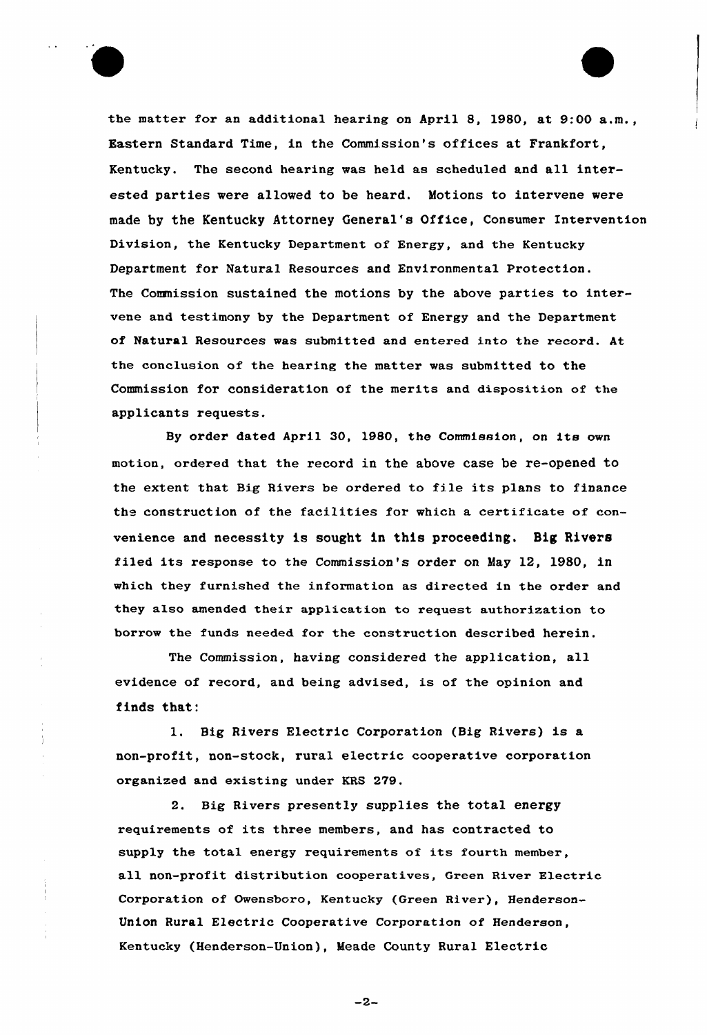the matter for an additional hearing on April 8, 1980, at 9:00 a.m., Eastern Standard Time, in the Commission's offices at Frankfort, Kentucky. The second hearing was held as scheduled and all interested parties were allowed to be heard. Motions to intervene were made by the Kentucky Attorney General's Office, Consumer Intervention Division, the Kentucky Department of Energy, and the Kentucky Department for Natural Resources and Environmental Protection. The Commission sustained the motions by the above parties to intervene and testimony by the Department of Energy and the Department of Natural Resources was submitted and entered into the record. At the conclusion of the hearing the matter was submitted to the Commission for consideration of the merits and disposition of the applicants requests.

By order dated April 30, 1980, the Commission, on its own motion, ordered that the record in the above case be re-opened to the extent that Big Rivers be ordered to file its plans to finance the construction of the facilities for which a certificate of convenience and necessity is sought in this proceeding. Big Rivers filed its response to the Commission's order on May 12, 1980, in which they furnished the information as directed in the order and they also amended their application to request authorization to borrow the funds needed for the construction described herein.

The Commission, having considered the application, all evidence of record, and being advised, is of the opinion and finds that:

1. Big Rivers Electric Corporation (Big Rivers) is a non-profit, non-stock, rural electric cooperative corporation organized and existing under KRS 279.

2. Big Rivers presently supplies the total energy requirements of its three members, and has contracted to supply the total energy requirements of its fourth member, all non-profit distribution cooperatives, Green River Electric Corporation of Owensboro, Kentucky (Green River), Henderson-Union Rural Electric Cooperative Corporation of Henderson, Kentucky (Henderson-Union), Meade County Rural Electric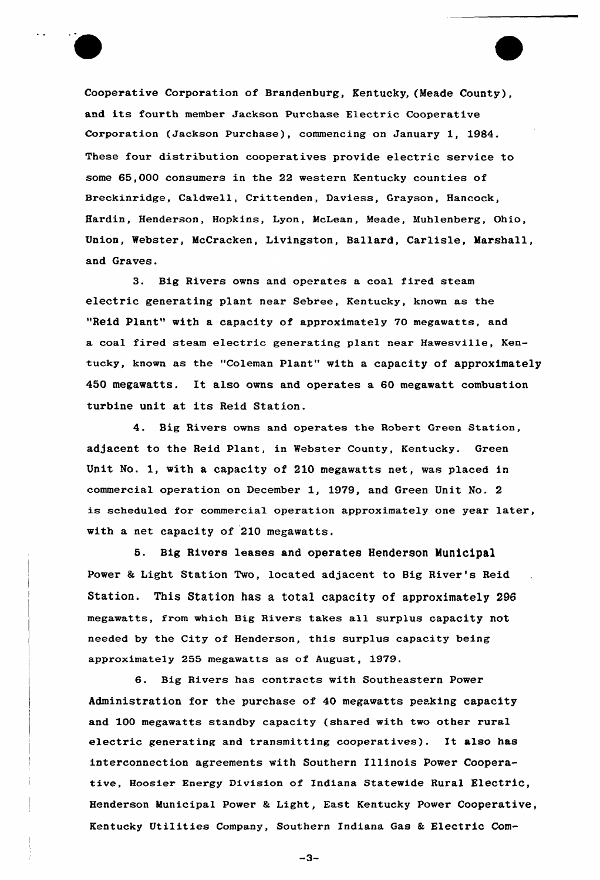Cooperative Corporation of Brandenburg, Kentucky, (Meade County), and its fourth member Jackson Purchase Electric Cooperative Corporation (Jackson Purchase), commencing on January 1, 1984. These four distribution cooperatives provide electric service to some 65,000 consumers in the 22 western Kentucky counties of Breckinridge, Caldwell, Crittenden, Daviess, Grayson, Hancock, Hardin, Henderson, Hopkins, Lyon, McLean, Meade, Muhlenberg, Ohio, Union, Webster, McCracken, Livingston, Ballard, Carlisle, Marshall, and Graves.

3. Big Rivers owns and operates a coal fired steam electric generating plant near Sebree, Kentucky, known as the "Reid Plant" with a capacity of approximately 70 megawatts, and a coal fired steam electric generating plant near Hawesville, Kentucky, known as the "Coleman Plant" with a capacity of approximately 450 megawatts. It also owns and operates a 60 megawatt combustion turbine unit at its Reid Station.

4. Big Rivers owns and operates the Robert Green Station, adjacent to the Reid Plant, in Webster County, Kentucky. Green Unit No. 1, with a capacity of 210 megawatts net, was placed in commercial operation on December 1, 1979, and Green Unit No. 2 is scheduled for commercial operation approximately one year later, with a net capacity of 210 megawatts.

5. Big Rivers leases and operates Henderson Municipal Power & Light Station Two, located adjacent to Big River's Reid Station. This Station has a total capacity of approximately 296 megawatts, from which Big Rivers takes all surplus capacity not needed by the City of Henderson, this surplus capacity being approximately 255 megawatts as of August, 1979.

6. Big Rivers has contracts with Southeastern Power Administration for the purchase of 40 megawatts peaking capacity and 100 megawatts standby capacity (shared with two other rural electric generating and transmitting cooperatives). It also has interconnection agreements with Southern Illinois Power Cooperative, Hoosier Energy Division of Indiana Statewide Rural Electric, Henderson Municipal Power & Light, East Kentucky Power Cooperative, Kentucky Utilities Company, Southern Indiana Gas & Electric Com-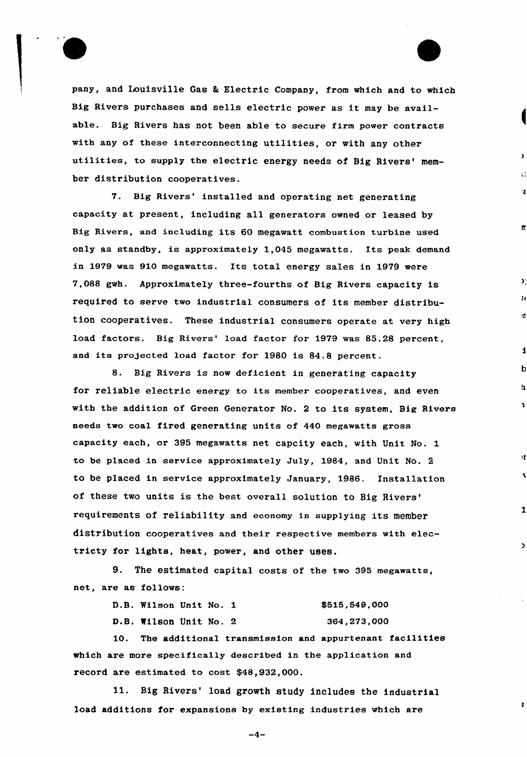pany, and Louisville Gas & Electric Company, from which and to which Big Rivers purchases and sells electric power as it may be available. Big Rivers has not been able to secure firm power contracts with any of these interconnecting utilities, or with any other utilities, to supply the electric energy needs of Big Rivers' member distribution cooperatives.

7. Big Rivers' installed and operating net generating capacity at present, including all generators owned or leased by Big Rivers, and including its 60 megawatt combustion turbine used only as standby, is approximately 1,045 megawatts. Its peak demand in 1979 was 910 megawatts. Its total energy sales in 1979 were 7,088 gwh. Approximately three-fourths of Big Rivers capacity is required to serve two industrial consumers of its member distribution cooperatives. These industrial consumers operate at very high load factors. Big Rivers' load factor for 1979 was 85.28 percent, and its projected load factor for 1980 is 84.8 percent.

8. Big Rivers is now deficient in generating capacity for reliable electric energy to its member cooperatives, and even with the addition of Green Generator No. 2 to its system, Big Rivers needs two coal fired generating units of 440 megawatts gross capacity each, or 395 megawatts net capcity each, with Unit No. 1 to be placed in service approximately July, 1984, and Unit No. 2 to be placed in service approximately January, 1986. Installation of these two units is the best overall solution to Big Rivers' requirements of reliability and economy in supplying its member distribution cooperatives and their respective members with electricty for lights, heat, power, and other uses.

9. The estimated capital costs of the two 395 megawatts, net, are as follows:

| | |
|---|---|
| D.B. Wilson Unit No. 1 | $515,549,000 |
| D.B. Wilson Unit No. 2 | 364,273,000 |

10. The additional transmission and appurtenant facilities which are more specifically described in the application and record are estimated to cost $48,932,000.

11. Big Rivers' load growth study includes the industrial load additions for expansions by existing industries which are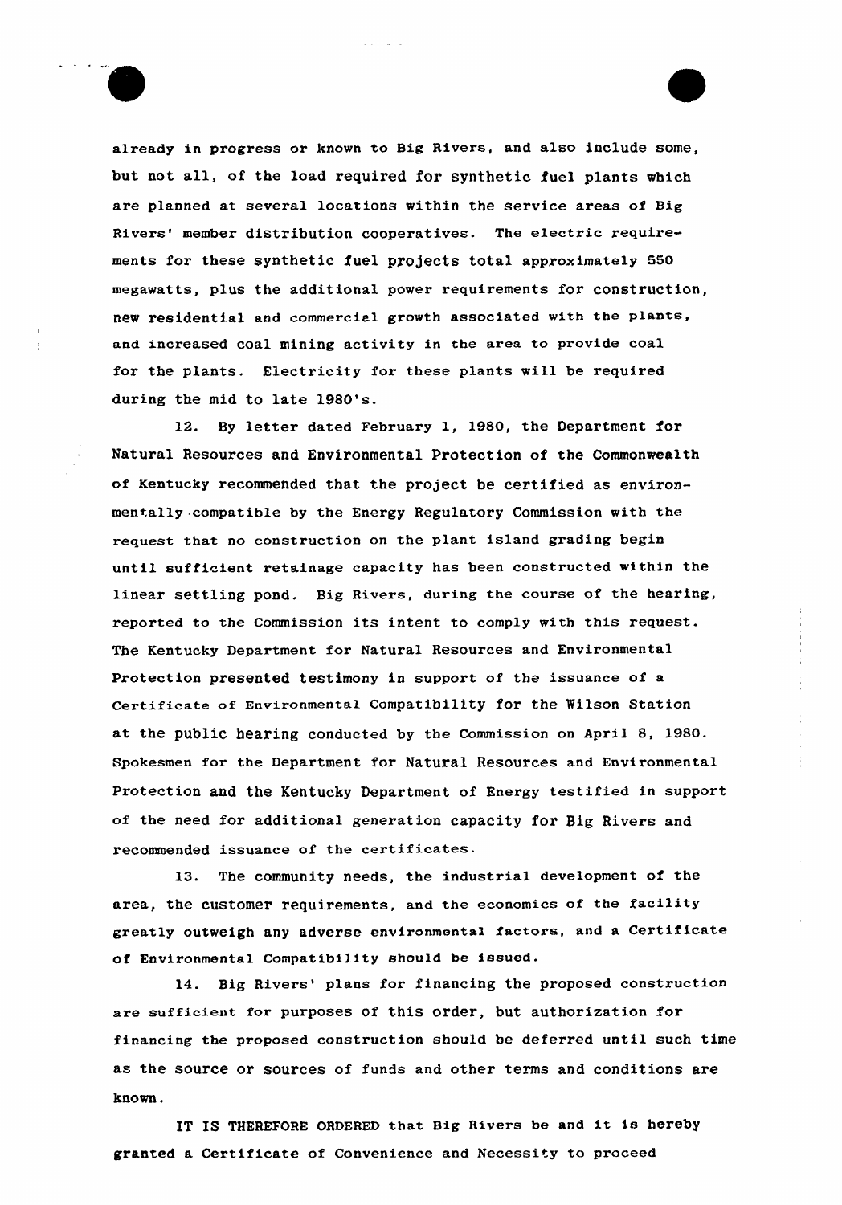already in progress or known to Big Rivers, and also include some, but not all, of the load required for synthetic fuel plants which are planned at several locations within the service areas of Big Rivers' member distribution cooperatives. The electric requirements for these synthetic fuel projects total approximately 550 megawatts, plus the additional power requirements for construction, new residential and commercial growth associated with the plants, and increased coal mining activity in the area to provide coal for the plants. Electricity for these plants will be required during the mid to late 1980's.

12. By letter dated February 1, 1980, the Department for Natural Resources and Environmental Protection of the Commonwealth of Kentucky recommended that the project be certified as environmentally compatible by the Energy Regulatory Commission with the request that no construction on the plant island grading begin until sufficient retainage capacity has been constructed within the linear settling pond. Big Rivers, during the course of the hearing, reported to the Commission its intent to comply with this request. The Kentucky Department for Natural Resources and Environmental Protection presented testimony in support of the issuance of a Certificate of Environmental Compatibility for the Wilson Station at the public hearing conducted by the Commission on April 8, 1980. Spokesmen for the Department for Natural Resources and Environmental Protection and the Kentucky Department of Energy testified in support of the need for additional generation capacity for Big Rivers and recommended issuance of the certificates.

13. The community needs, the industrial development of the area, the customer requirements, and the economics of the facility greatly outweigh any adverse environmental factors, and a Certificate of Environmental Compatibility should be issued.

14. Big Rivers' plans for financing the proposed construction are sufficient for purposes of this order, but authorization for financing the proposed construction should be deferred until such time as the source or sources of funds and other terms and conditions are known.

IT IS THEREFORE ORDERED that Big Rivers be and it is hereby granted a Certificate of Convenience and Necessity to proceed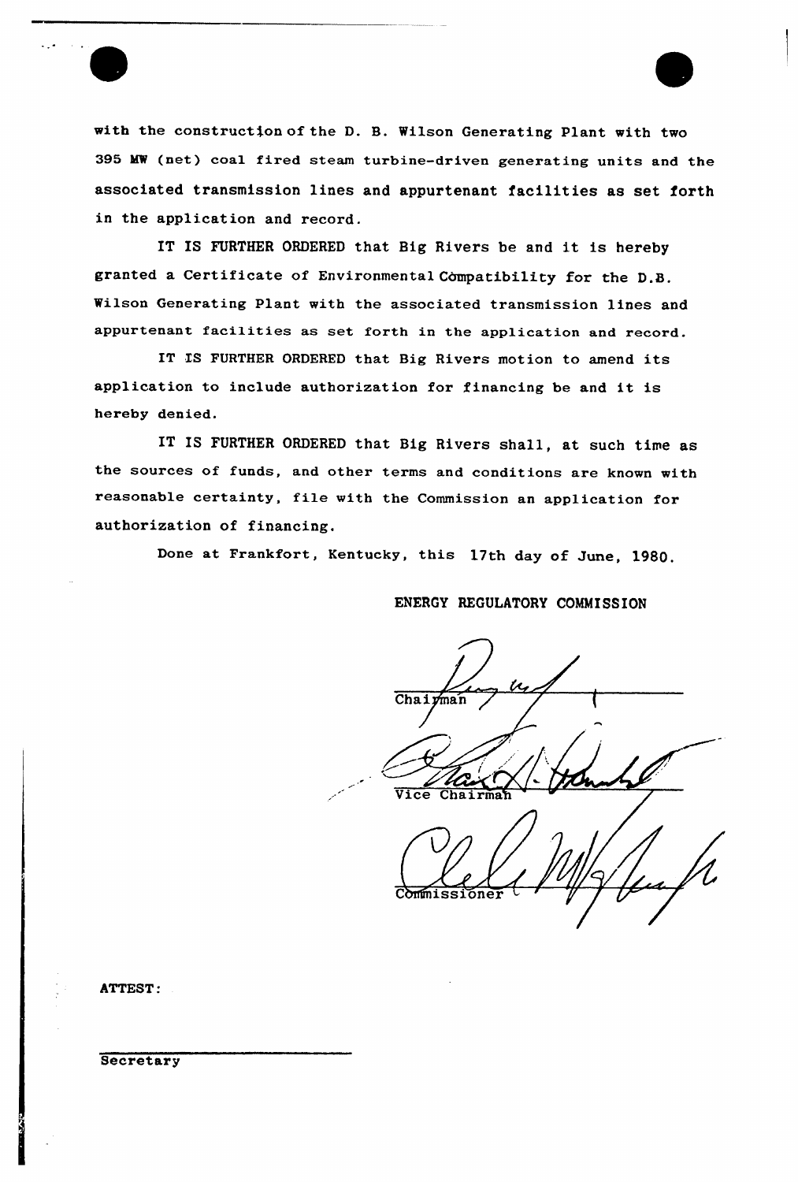with the construction of the D. B. Wilson Generating Plant with two 395 MW (net) coal fired steam turbine-driven generating units and the associated transmission lines and appurtenant facilities as set forth in the application and record.

IT IS FURTHER ORDERED that Big Rivers be and it is hereby granted a Certificate of Environmental Compatibility for the D.B. Wilson Generating Plant with the associated transmission lines and appurtenant facilities as set forth in the application and record.

IT IS FURTHER ORDERED that Big Rivers motion to amend its application to include authorization for financing be and it is hereby denied.

IT IS FURTHER ORDERED that Big Rivers shall, at such time as the sources of funds, and other terms and conditions are known with reasonable certainty, file with the Commission an application for authorization of financing.

Done at Frankfort, Kentucky, this 17th day of June, 1980.

ENERGY REGULATORY COMMISSION

Chairman

Vice Chairman

Commissioner

ATTEST:

Secretary